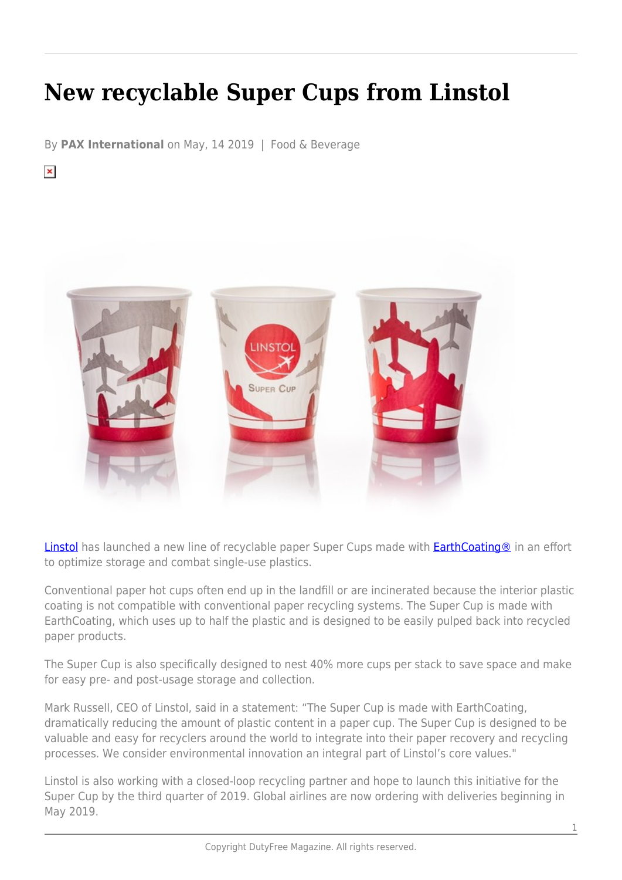# New recyclable Super Cups from Linstol

By **PAX International** on May, 14 2019 | Food & Beverage

Linstol has launched a new line of recyclable paper Super Cups made with EarthCoating® in an effort to optimize storage and combat single-use plastics.

Conventional paper hot cups often end up in the landfill or are incinerated because the interior plastic coating is not compatible with conventional paper recycling systems. The Super Cup is made with EarthCoating, which uses up to half the plastic and is designed to be easily pulped back into recycled paper products.

The Super Cup is also specifically designed to nest 40% more cups per stack to save space and make for easy pre- and post-usage storage and collection.

Mark Russell, CEO of Linstol, said in a statement: "The Super Cup is made with EarthCoating, dramatically reducing the amount of plastic content in a paper cup. The Super Cup is designed to be valuable and easy for recyclers around the world to integrate into their paper recovery and recycling processes. We consider environmental innovation an integral part of Linstol's core values."

Linstol is also working with a closed-loop recycling partner and hope to launch this initiative for the Super Cup by the third quarter of 2019. Global airlines are now ordering with deliveries beginning in May 2019.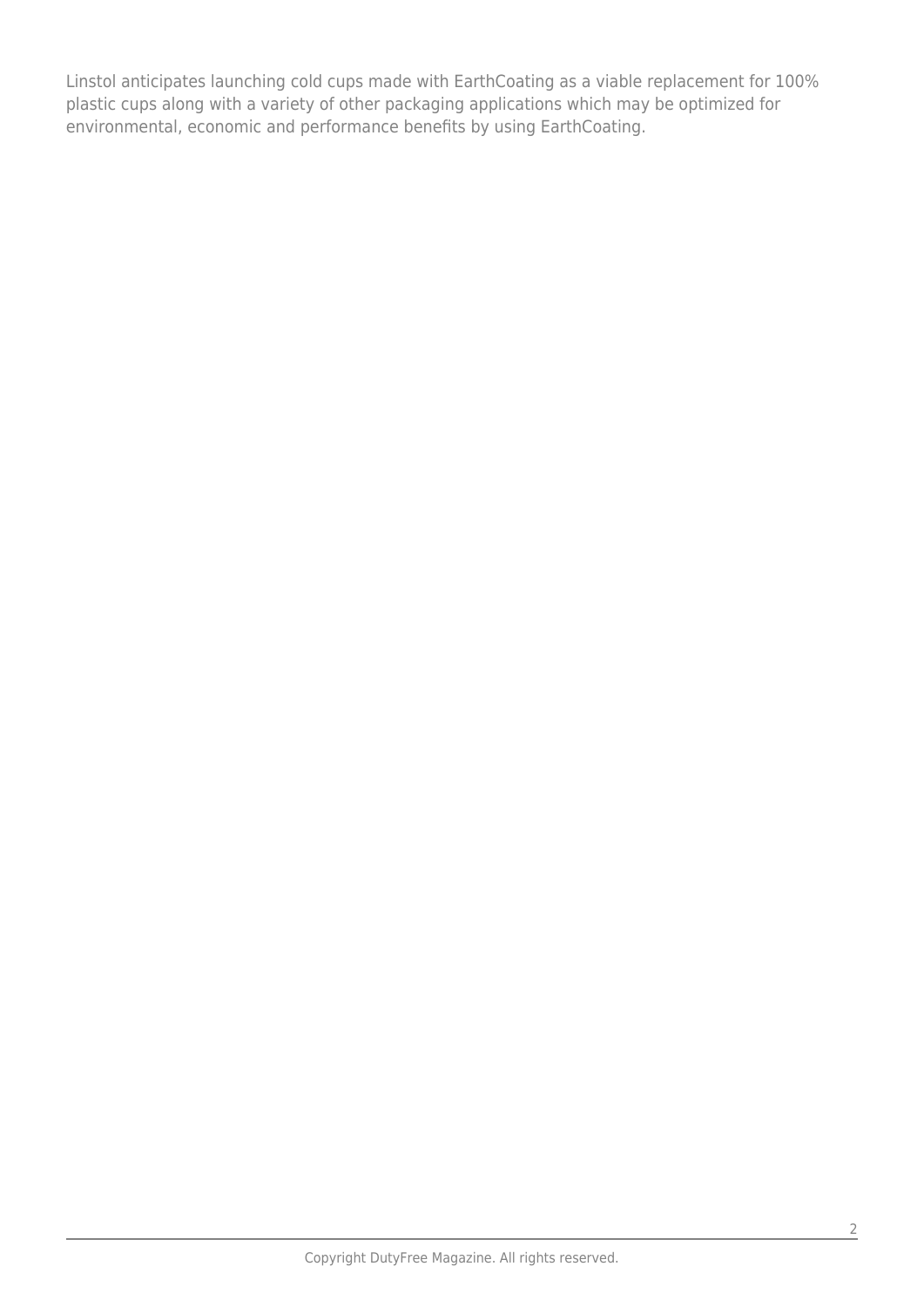Linstol anticipates launching cold cups made with EarthCoating as a viable replacement for 100% plastic cups along with a variety of other packaging applications which may be optimized for environmental, economic and performance benefits by using EarthCoating.